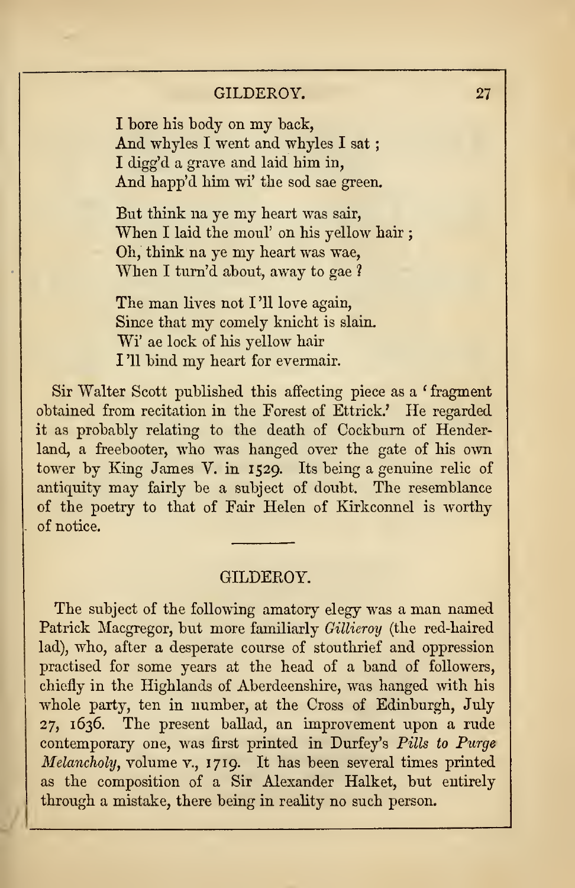I bore his body on my back,  
And whyles I went and whyles I sat ;  
I digg'd a grave and laid him in,  
And happ'd him wi' the sod sae green.

But think na ye my heart was sair,  
When I laid the moul' on his yellow hair ;  
Oh, think na ye my heart was wae,  
When I turn'd about, away to gae ?

The man lives not I'll love again,  
Since that my comely knicht is slain.  
Wi' ae lock of his yellow hair  
I'll bind my heart for evermair.

Sir Walter Scott published this affecting piece as a 'fragment obtained from recitation in the Forest of Ettrick.' He regarded it as probably relating to the death of Cockburn of Henderland, a freebooter, who was hanged over the gate of his own tower by King James V. in 1529. Its being a genuine relic of antiquity may fairly be a subject of doubt. The resemblance of the poetry to that of Fair Helen of Kirkconnel is worthy of notice.

---

## GILDEROY.

The subject of the following amatory elegy was a man named Patrick Macgregor, but more familiarly *Gillieroy* (the red-haired lad), who, after a desperate course of stouthrief and oppression practised for some years at the head of a band of followers, chiefly in the Highlands of Aberdeenshire, was hanged with his whole party, ten in number, at the Cross of Edinburgh, July 27, 1636. The present ballad, an improvement upon a rude contemporary one, was first printed in Durfey's *Pills to Purge Melancholy*, volume v., 1719. It has been several times printed as the composition of a Sir Alexander Halket, but entirely through a mistake, there being in reality no such person.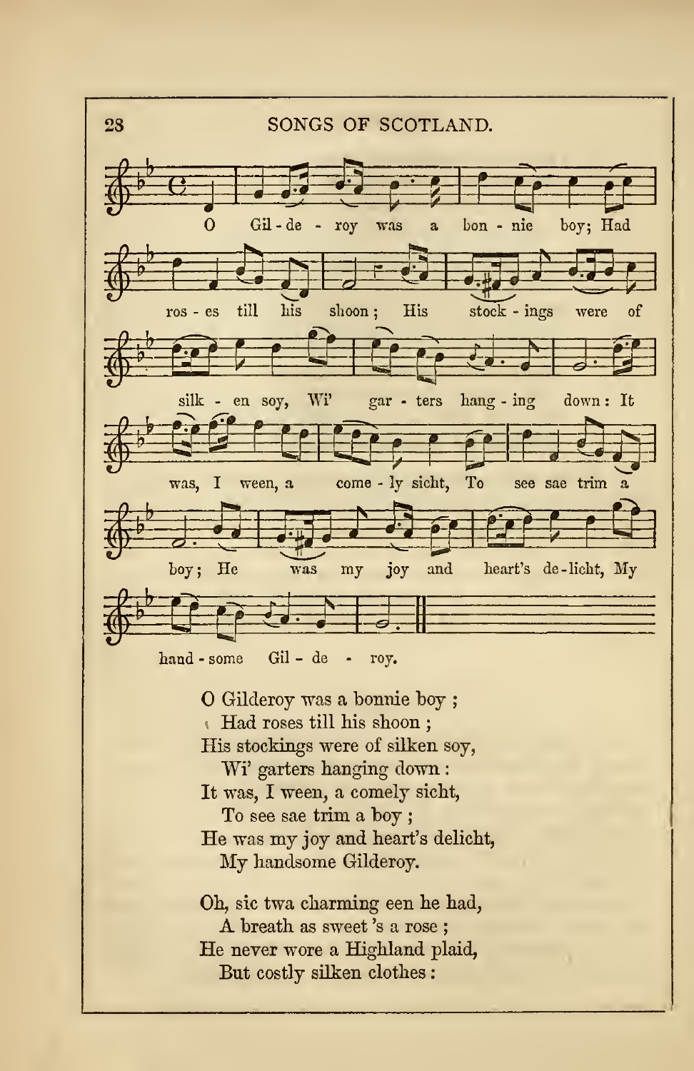O Gilderoy was a bonnie boy;
 Had roses till his shoon;
His stockings were of silken soy,
 Wi' garters hanging down:
It was, I ween, a comely sicht,
 To see sae trim a boy;
He was my joy and heart's delicht,
 My handsome Gilderoy.

Oh, sic twa charming een he had,
 A breath as sweet 's a rose;
He never wore a Highland plaid,
 But costly silken clothes: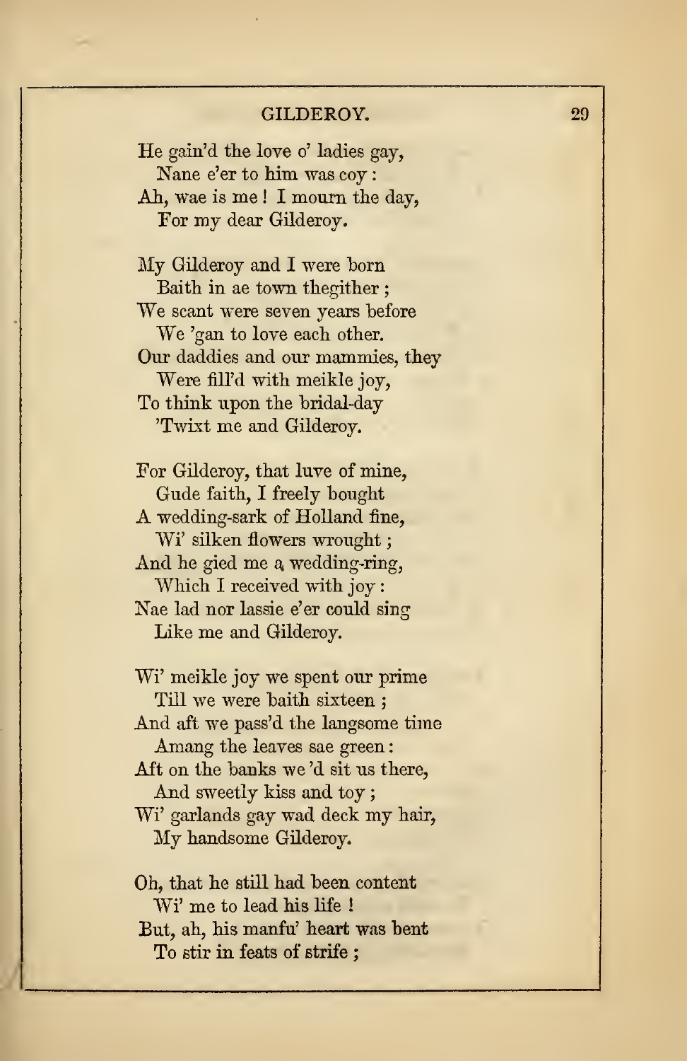He gain'd the love o' ladies gay,  
  Nane e'er to him was coy :  
Ah, wae is me ! I mourn the day,  
  For my dear Gilderoy.

My Gilderoy and I were born  
  Baith in ae town thegither ;  
We scant were seven years before  
  We 'gan to love each other.  
Our daddies and our mammies, they  
  Were fill'd with meikle joy,  
To think upon the bridal-day  
  'Twixt me and Gilderoy.

For Gilderoy, that luve of mine,  
  Gude faith, I freely bought  
A wedding-sark of Holland fine,  
  Wi' silken flowers wrought ;  
And he gied me a wedding-ring,  
  Which I received with joy :  
Nae lad nor lassie e'er could sing  
  Like me and Gilderoy.

Wi' meikle joy we spent our prime  
  Till we were baith sixteen ;  
And aft we pass'd the langsome time  
  Amang the leaves sae green :  
Aft on the banks we 'd sit us there,  
  And sweetly kiss and toy ;  
Wi' garlands gay wad deck my hair,  
  My handsome Gilderoy.

Oh, that he still had been content  
  Wi' me to lead his life !  
But, ah, his manfu' heart was bent  
  To stir in feats of strife ;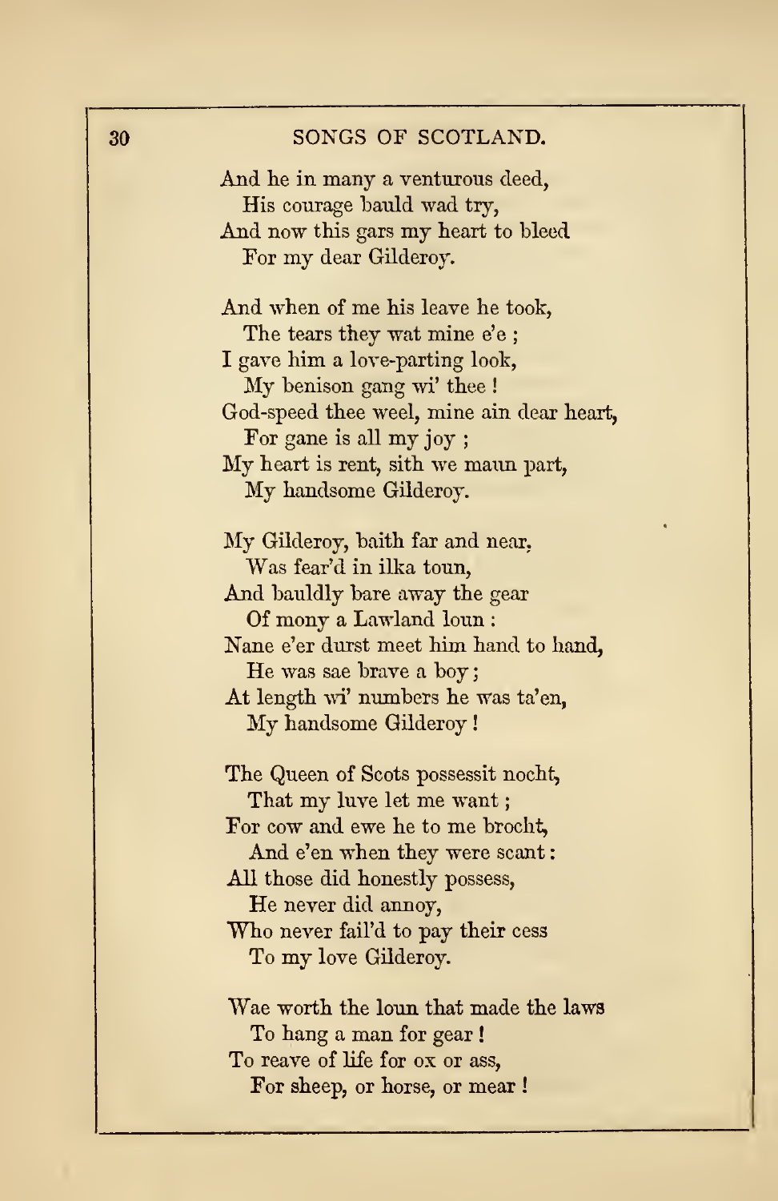And he in many a venturous deed,
  His courage bauld wad try,
And now this gars my heart to bleed
  For my dear Gilderoy.

And when of me his leave he took,
  The tears they wat mine e'e ;
I gave him a love-parting look,
  My benison gang wi' thee !
God-speed thee weel, mine ain dear heart,
  For gane is all my joy ;
My heart is rent, sith we maun part,
  My handsome Gilderoy.

My Gilderoy, baith far and near,
  Was fear'd in ilka toun,
And bauldly bare away the gear
  Of mony a Lawland loun :
Nane e'er durst meet him hand to hand,
  He was sae brave a boy ;
At length wi' numbers he was ta'en,
  My handsome Gilderoy !

The Queen of Scots possessit nocht,
  That my luve let me want ;
For cow and ewe he to me brocht,
  And e'en when they were scant :
All those did honestly possess,
  He never did annoy,
Who never fail'd to pay their cess
  To my love Gilderoy.

Wae worth the loun that made the laws
  To hang a man for gear !
To reave of life for ox or ass,
  For sheep, or horse, or mear !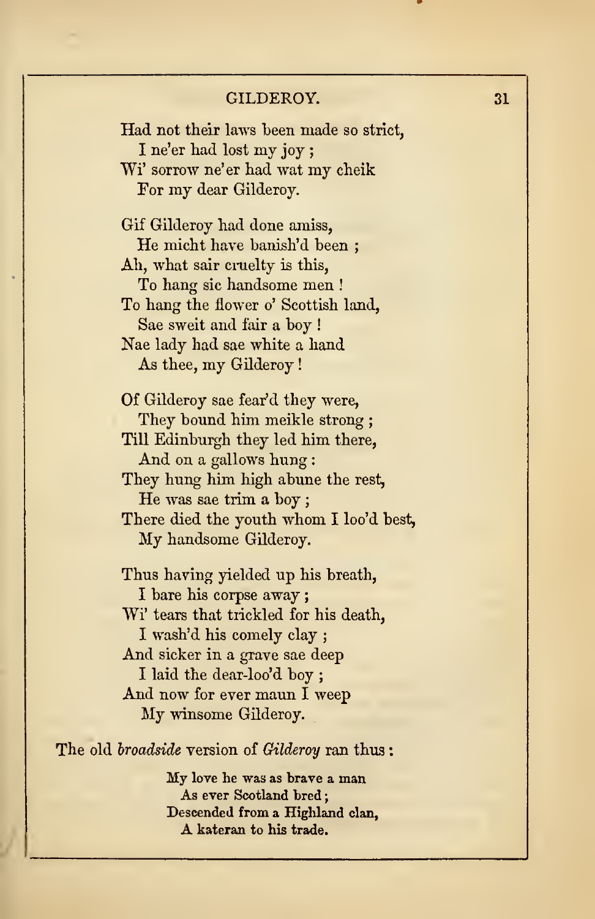Had not their laws been made so strict,
  I ne'er had lost my joy;
Wi' sorrow ne'er had wat my cheik
  For my dear Gilderoy.

Gif Gilderoy had done amiss,
  He micht have banish'd been;
Ah, what sair cruelty is this,
  To hang sic handsome men!
To hang the flower o' Scottish land,
  Sae sweit and fair a boy!
Nae lady had sae white a hand
  As thee, my Gilderoy!

Of Gilderoy sae fear'd they were,
  They bound him meikle strong;
Till Edinburgh they led him there,
  And on a gallows hung:
They hung him high abune the rest,
  He was sae trim a boy;
There died the youth whom I loo'd best,
  My handsome Gilderoy.

Thus having yielded up his breath,
  I bare his corpse away;
Wi' tears that trickled for his death,
  I wash'd his comely clay;
And sicker in a grave sae deep
  I laid the dear-loo'd boy;
And now for ever maun I weep
  My winsome Gilderoy.

The old *broadside* version of *Gilderoy* ran thus:

**My love he was as brave a man**
  **As ever Scotland bred;**
**Descended from a Highland clan,**
  **A kateran to his trade.**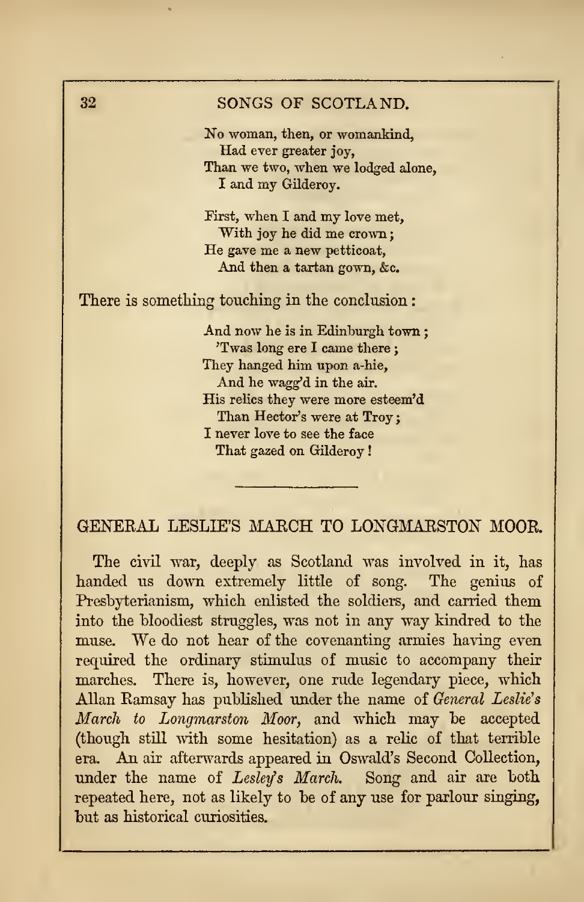No woman, then, or womankind,  
Had ever greater joy,  
Than we two, when we lodged alone,  
I and my Gilderoy.

First, when I and my love met,  
With joy he did me crown;  
He gave me a new petticoat,  
And then a tartan gown, &c.

There is something touching in the conclusion:

And now he is in Edinburgh town;  
'Twas long ere I came there;  
They hanged him upon a-hie,  
And he wagg'd in the air.  
His relics they were more esteem'd  
Than Hector's were at Troy;  
I never love to see the face  
That gazed on Gilderoy!

---

## GENERAL LESLIE'S MARCH TO LONGMARSTON MOOR.

The civil war, deeply as Scotland was involved in it, has handed us down extremely little of song. The genius of Presbyterianism, which enlisted the soldiers, and carried them into the bloodiest struggles, was not in any way kindred to the muse. We do not hear of the covenanting armies having even required the ordinary stimulus of music to accompany their marches. There is, however, one rude legendary piece, which Allan Ramsay has published under the name of *General Leslie's March to Longmarston Moor,* and which may be accepted (though still with some hesitation) as a relic of that terrible era. An air afterwards appeared in Oswald's Second Collection, under the name of *Lesley's March.* Song and air are both repeated here, not as likely to be of any use for parlour singing, but as historical curiosities.